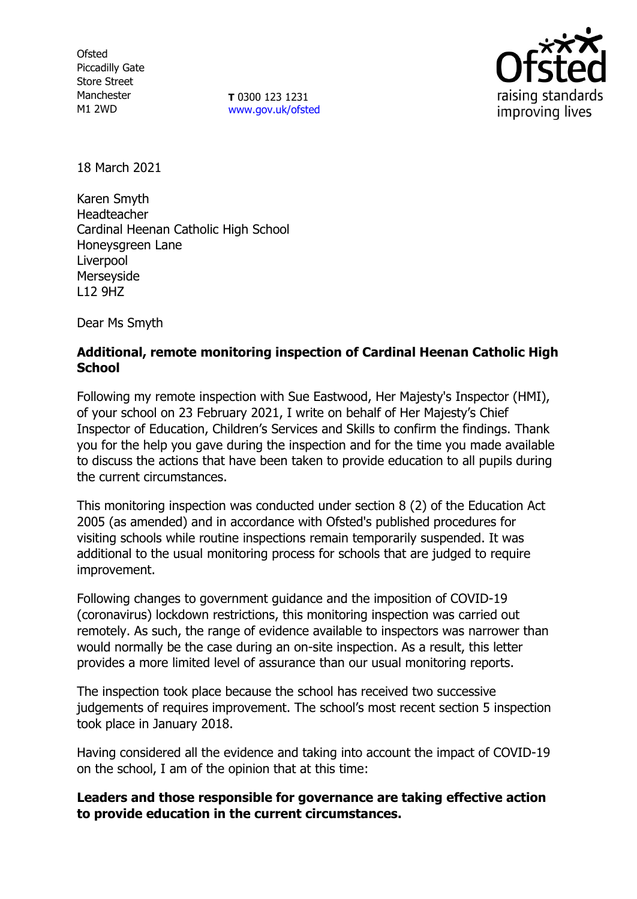Ofsted
Piccadilly Gate
Store Street
Manchester
M1 2WD

**T** 0300 123 1231
www.gov.uk/ofsted

18 March 2021

Karen Smyth
Headteacher
Cardinal Heenan Catholic High School
Honeysgreen Lane
Liverpool
Merseyside
L12 9HZ

Dear Ms Smyth

**Additional, remote monitoring inspection of Cardinal Heenan Catholic High School**

Following my remote inspection with Sue Eastwood, Her Majesty's Inspector (HMI), of your school on 23 February 2021, I write on behalf of Her Majesty's Chief Inspector of Education, Children's Services and Skills to confirm the findings. Thank you for the help you gave during the inspection and for the time you made available to discuss the actions that have been taken to provide education to all pupils during the current circumstances.

This monitoring inspection was conducted under section 8 (2) of the Education Act 2005 (as amended) and in accordance with Ofsted's published procedures for visiting schools while routine inspections remain temporarily suspended. It was additional to the usual monitoring process for schools that are judged to require improvement.

Following changes to government guidance and the imposition of COVID-19 (coronavirus) lockdown restrictions, this monitoring inspection was carried out remotely. As such, the range of evidence available to inspectors was narrower than would normally be the case during an on-site inspection. As a result, this letter provides a more limited level of assurance than our usual monitoring reports.

The inspection took place because the school has received two successive judgements of requires improvement. The school's most recent section 5 inspection took place in January 2018.

Having considered all the evidence and taking into account the impact of COVID-19 on the school, I am of the opinion that at this time:

**Leaders and those responsible for governance are taking effective action to provide education in the current circumstances.**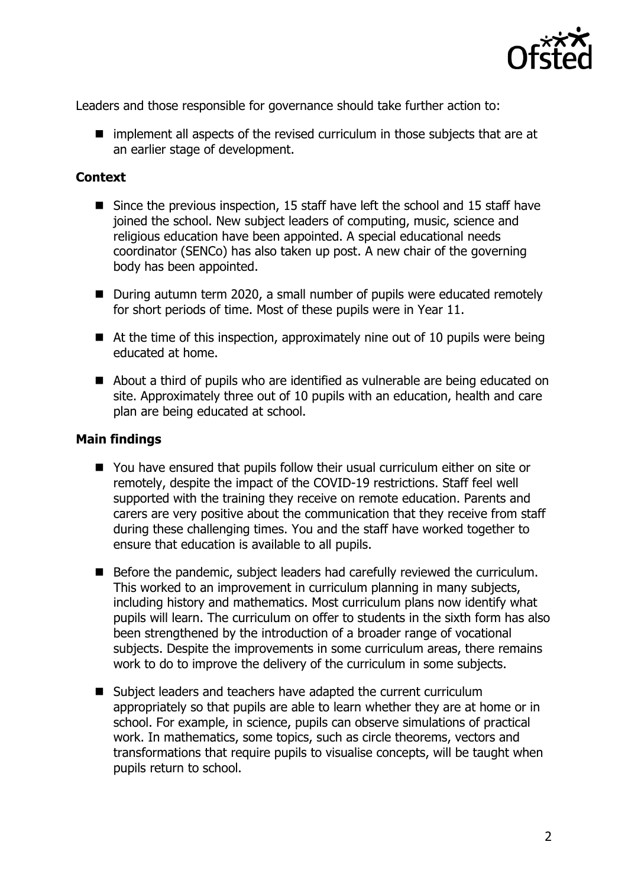Leaders and those responsible for governance should take further action to:

- implement all aspects of the revised curriculum in those subjects that are at an earlier stage of development.

**Context**

- Since the previous inspection, 15 staff have left the school and 15 staff have joined the school. New subject leaders of computing, music, science and religious education have been appointed. A special educational needs coordinator (SENCo) has also taken up post. A new chair of the governing body has been appointed.
- During autumn term 2020, a small number of pupils were educated remotely for short periods of time. Most of these pupils were in Year 11.
- At the time of this inspection, approximately nine out of 10 pupils were being educated at home.
- About a third of pupils who are identified as vulnerable are being educated on site. Approximately three out of 10 pupils with an education, health and care plan are being educated at school.

**Main findings**

- You have ensured that pupils follow their usual curriculum either on site or remotely, despite the impact of the COVID-19 restrictions. Staff feel well supported with the training they receive on remote education. Parents and carers are very positive about the communication that they receive from staff during these challenging times. You and the staff have worked together to ensure that education is available to all pupils.
- Before the pandemic, subject leaders had carefully reviewed the curriculum. This worked to an improvement in curriculum planning in many subjects, including history and mathematics. Most curriculum plans now identify what pupils will learn. The curriculum on offer to students in the sixth form has also been strengthened by the introduction of a broader range of vocational subjects. Despite the improvements in some curriculum areas, there remains work to do to improve the delivery of the curriculum in some subjects.
- Subject leaders and teachers have adapted the current curriculum appropriately so that pupils are able to learn whether they are at home or in school. For example, in science, pupils can observe simulations of practical work. In mathematics, some topics, such as circle theorems, vectors and transformations that require pupils to visualise concepts, will be taught when pupils return to school.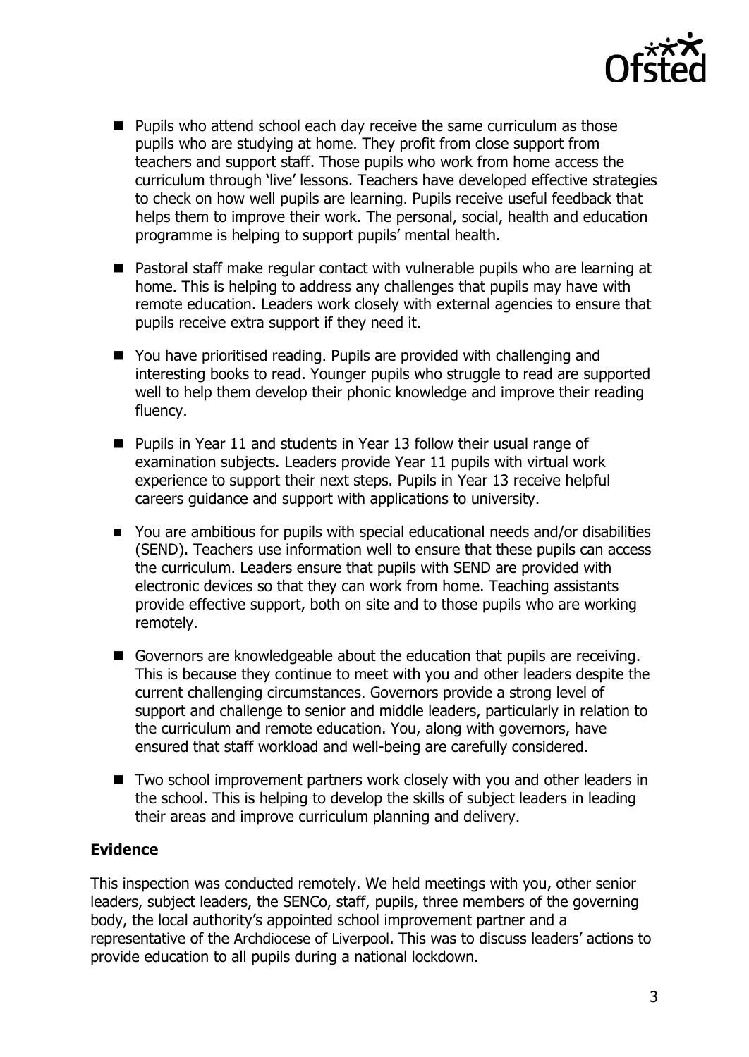- Pupils who attend school each day receive the same curriculum as those pupils who are studying at home. They profit from close support from teachers and support staff. Those pupils who work from home access the curriculum through 'live' lessons. Teachers have developed effective strategies to check on how well pupils are learning. Pupils receive useful feedback that helps them to improve their work. The personal, social, health and education programme is helping to support pupils' mental health.

- Pastoral staff make regular contact with vulnerable pupils who are learning at home. This is helping to address any challenges that pupils may have with remote education. Leaders work closely with external agencies to ensure that pupils receive extra support if they need it.

- You have prioritised reading. Pupils are provided with challenging and interesting books to read. Younger pupils who struggle to read are supported well to help them develop their phonic knowledge and improve their reading fluency.

- Pupils in Year 11 and students in Year 13 follow their usual range of examination subjects. Leaders provide Year 11 pupils with virtual work experience to support their next steps. Pupils in Year 13 receive helpful careers guidance and support with applications to university.

- You are ambitious for pupils with special educational needs and/or disabilities (SEND). Teachers use information well to ensure that these pupils can access the curriculum. Leaders ensure that pupils with SEND are provided with electronic devices so that they can work from home. Teaching assistants provide effective support, both on site and to those pupils who are working remotely.

- Governors are knowledgeable about the education that pupils are receiving. This is because they continue to meet with you and other leaders despite the current challenging circumstances. Governors provide a strong level of support and challenge to senior and middle leaders, particularly in relation to the curriculum and remote education. You, along with governors, have ensured that staff workload and well-being are carefully considered.

- Two school improvement partners work closely with you and other leaders in the school. This is helping to develop the skills of subject leaders in leading their areas and improve curriculum planning and delivery.

**Evidence**

This inspection was conducted remotely. We held meetings with you, other senior leaders, subject leaders, the SENCo, staff, pupils, three members of the governing body, the local authority's appointed school improvement partner and a representative of the Archdiocese of Liverpool. This was to discuss leaders' actions to provide education to all pupils during a national lockdown.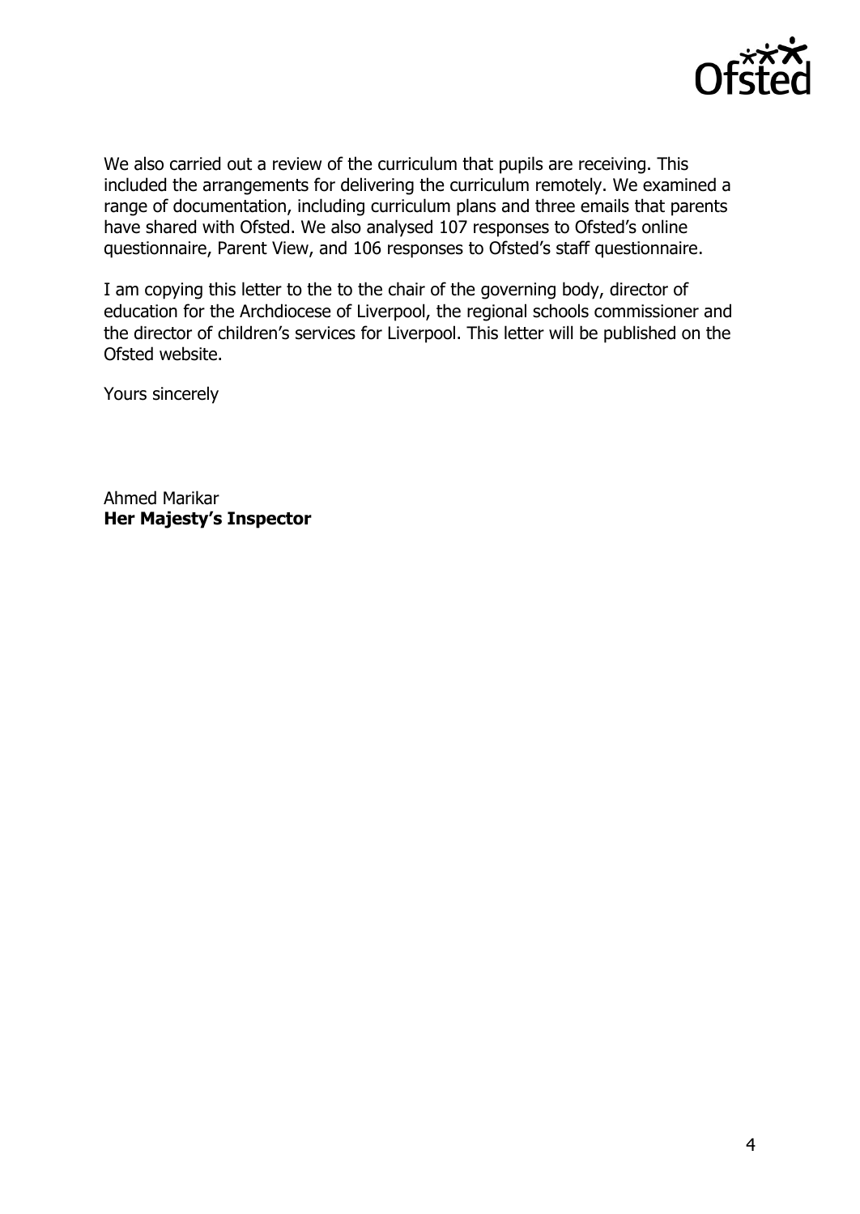We also carried out a review of the curriculum that pupils are receiving. This included the arrangements for delivering the curriculum remotely. We examined a range of documentation, including curriculum plans and three emails that parents have shared with Ofsted. We also analysed 107 responses to Ofsted's online questionnaire, Parent View, and 106 responses to Ofsted's staff questionnaire.

I am copying this letter to the to the chair of the governing body, director of education for the Archdiocese of Liverpool, the regional schools commissioner and the director of children's services for Liverpool. This letter will be published on the Ofsted website.

Yours sincerely

Ahmed Marikar
**Her Majesty's Inspector**